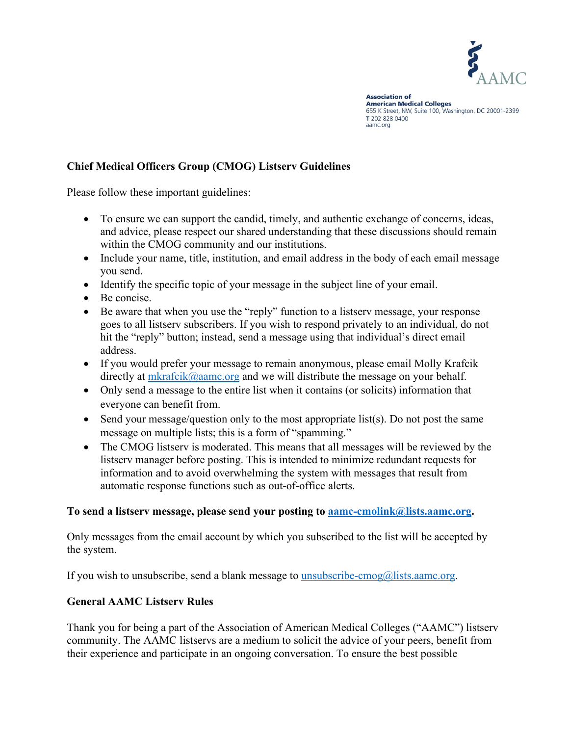AAMC

**Association of American Medical Colleges**
655 K Street, NW, Suite 100, Washington, DC 20001-2399
T 202 828 0400
aamc.org

**Chief Medical Officers Group (CMOG) Listserv Guidelines**

Please follow these important guidelines:

- To ensure we can support the candid, timely, and authentic exchange of concerns, ideas, and advice, please respect our shared understanding that these discussions should remain within the CMOG community and our institutions.
- Include your name, title, institution, and email address in the body of each email message you send.
- Identify the specific topic of your message in the subject line of your email.
- Be concise.
- Be aware that when you use the "reply" function to a listserv message, your response goes to all listserv subscribers. If you wish to respond privately to an individual, do not hit the "reply" button; instead, send a message using that individual's direct email address.
- If you would prefer your message to remain anonymous, please email Molly Krafcik directly at mkrafcik@aamc.org and we will distribute the message on your behalf.
- Only send a message to the entire list when it contains (or solicits) information that everyone can benefit from.
- Send your message/question only to the most appropriate list(s). Do not post the same message on multiple lists; this is a form of "spamming."
- The CMOG listserv is moderated. This means that all messages will be reviewed by the listserv manager before posting. This is intended to minimize redundant requests for information and to avoid overwhelming the system with messages that result from automatic response functions such as out-of-office alerts.

**To send a listserv message, please send your posting to aamc-cmolink@lists.aamc.org.**

Only messages from the email account by which you subscribed to the list will be accepted by the system.

If you wish to unsubscribe, send a blank message to unsubscribe-cmog@lists.aamc.org.

**General AAMC Listserv Rules**

Thank you for being a part of the Association of American Medical Colleges ("AAMC") listserv community. The AAMC listservs are a medium to solicit the advice of your peers, benefit from their experience and participate in an ongoing conversation. To ensure the best possible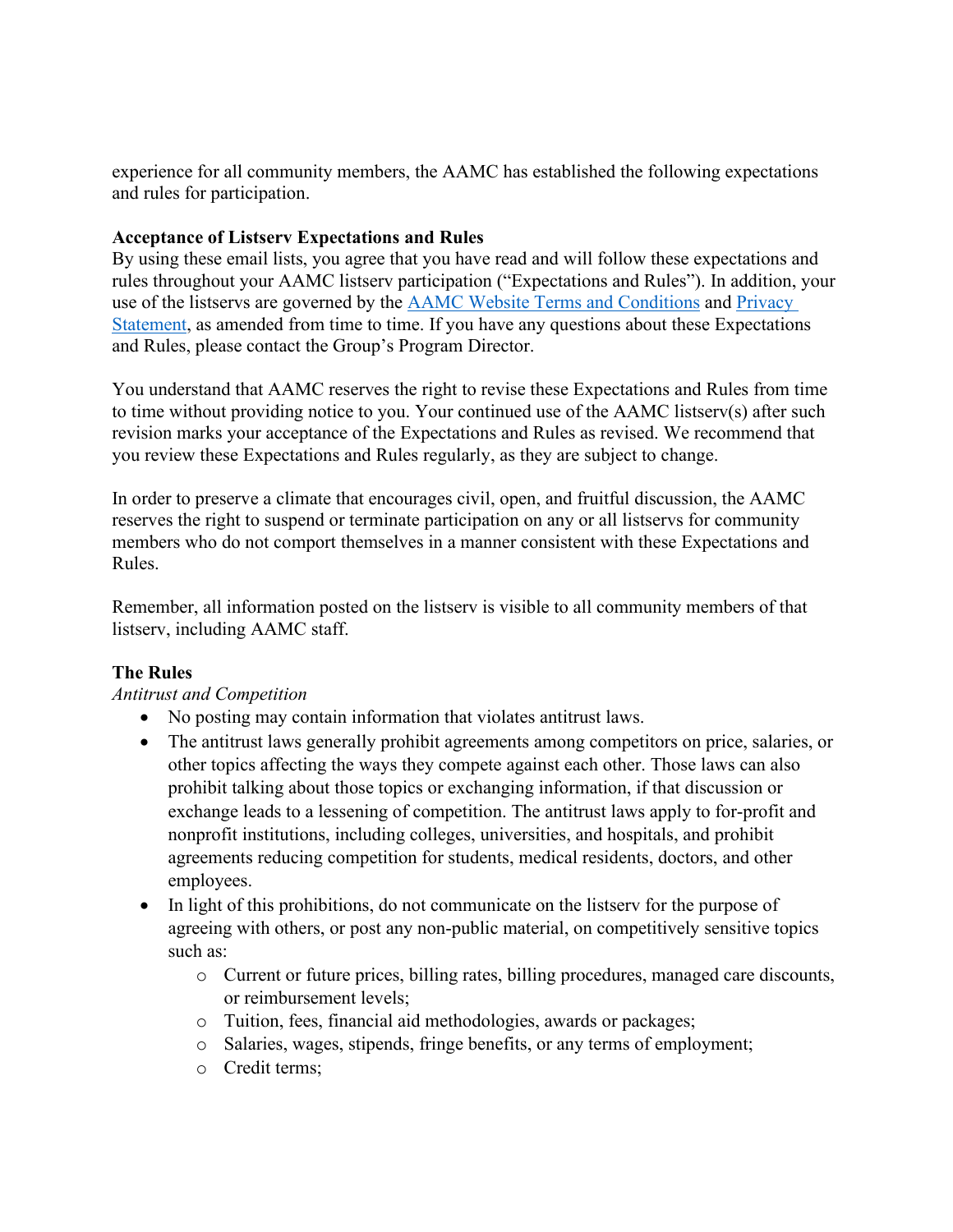experience for all community members, the AAMC has established the following expectations and rules for participation.

**Acceptance of Listserv Expectations and Rules**

By using these email lists, you agree that you have read and will follow these expectations and rules throughout your AAMC listserv participation ("Expectations and Rules"). In addition, your use of the listservs are governed by the [AAMC Website Terms and Conditions]() and [Privacy Statement](), as amended from time to time. If you have any questions about these Expectations and Rules, please contact the Group's Program Director.

You understand that AAMC reserves the right to revise these Expectations and Rules from time to time without providing notice to you. Your continued use of the AAMC listserv(s) after such revision marks your acceptance of the Expectations and Rules as revised. We recommend that you review these Expectations and Rules regularly, as they are subject to change.

In order to preserve a climate that encourages civil, open, and fruitful discussion, the AAMC reserves the right to suspend or terminate participation on any or all listservs for community members who do not comport themselves in a manner consistent with these Expectations and Rules.

Remember, all information posted on the listserv is visible to all community members of that listserv, including AAMC staff.

**The Rules**

*Antitrust and Competition*

- No posting may contain information that violates antitrust laws.
- The antitrust laws generally prohibit agreements among competitors on price, salaries, or other topics affecting the ways they compete against each other. Those laws can also prohibit talking about those topics or exchanging information, if that discussion or exchange leads to a lessening of competition. The antitrust laws apply to for-profit and nonprofit institutions, including colleges, universities, and hospitals, and prohibit agreements reducing competition for students, medical residents, doctors, and other employees.
- In light of this prohibitions, do not communicate on the listserv for the purpose of agreeing with others, or post any non-public material, on competitively sensitive topics such as:
  - Current or future prices, billing rates, billing procedures, managed care discounts, or reimbursement levels;
  - Tuition, fees, financial aid methodologies, awards or packages;
  - Salaries, wages, stipends, fringe benefits, or any terms of employment;
  - Credit terms;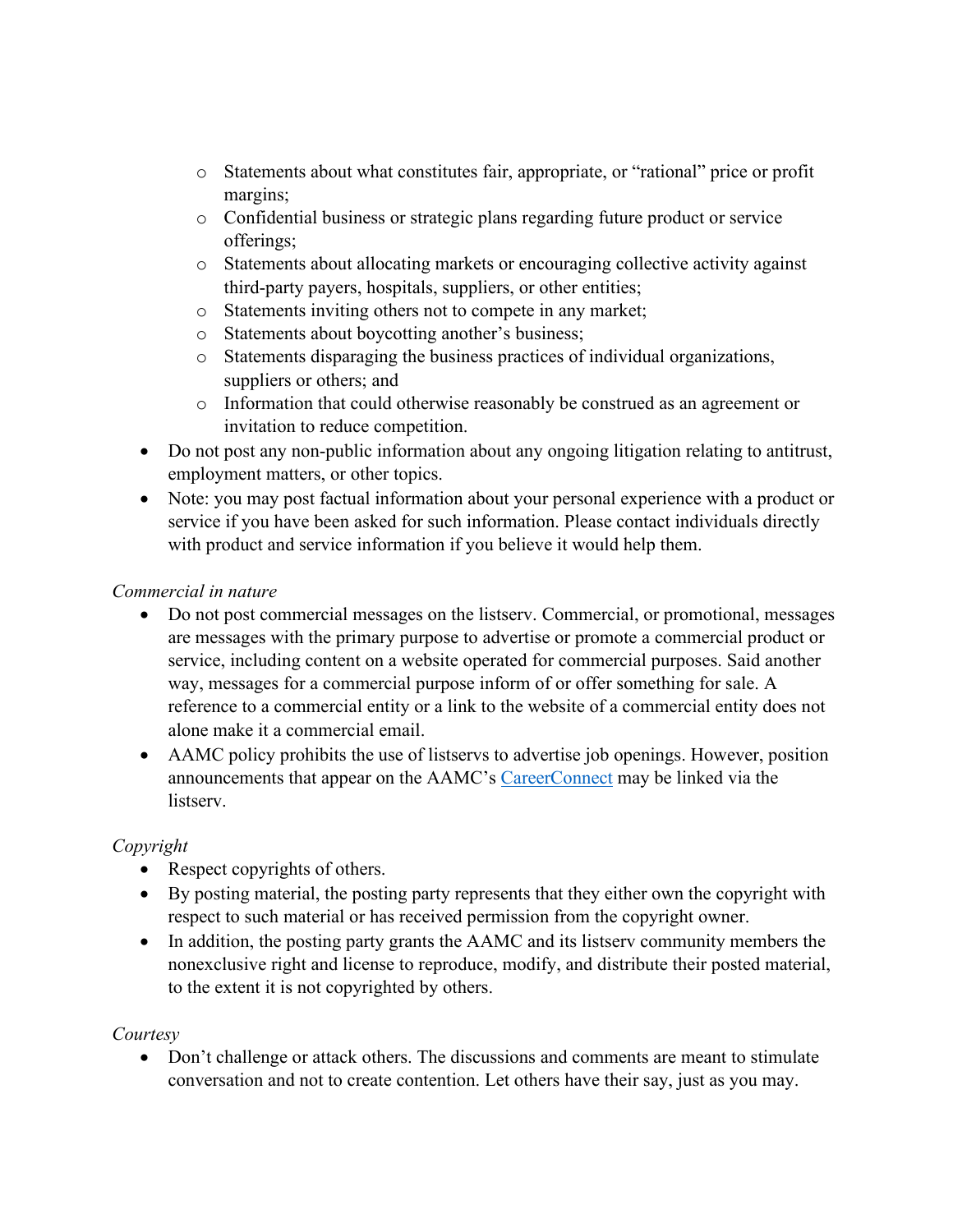- Statements about what constitutes fair, appropriate, or "rational" price or profit margins;
    - Confidential business or strategic plans regarding future product or service offerings;
    - Statements about allocating markets or encouraging collective activity against third-party payers, hospitals, suppliers, or other entities;
    - Statements inviting others not to compete in any market;
    - Statements about boycotting another's business;
    - Statements disparaging the business practices of individual organizations, suppliers or others; and
    - Information that could otherwise reasonably be construed as an agreement or invitation to reduce competition.
- Do not post any non-public information about any ongoing litigation relating to antitrust, employment matters, or other topics.
- Note: you may post factual information about your personal experience with a product or service if you have been asked for such information. Please contact individuals directly with product and service information if you believe it would help them.

*Commercial in nature*

- Do not post commercial messages on the listserv. Commercial, or promotional, messages are messages with the primary purpose to advertise or promote a commercial product or service, including content on a website operated for commercial purposes. Said another way, messages for a commercial purpose inform of or offer something for sale. A reference to a commercial entity or a link to the website of a commercial entity does not alone make it a commercial email.
- AAMC policy prohibits the use of listservs to advertise job openings. However, position announcements that appear on the AAMC's CareerConnect may be linked via the listserv.

*Copyright*

- Respect copyrights of others.
- By posting material, the posting party represents that they either own the copyright with respect to such material or has received permission from the copyright owner.
- In addition, the posting party grants the AAMC and its listserv community members the nonexclusive right and license to reproduce, modify, and distribute their posted material, to the extent it is not copyrighted by others.

*Courtesy*

- Don't challenge or attack others. The discussions and comments are meant to stimulate conversation and not to create contention. Let others have their say, just as you may.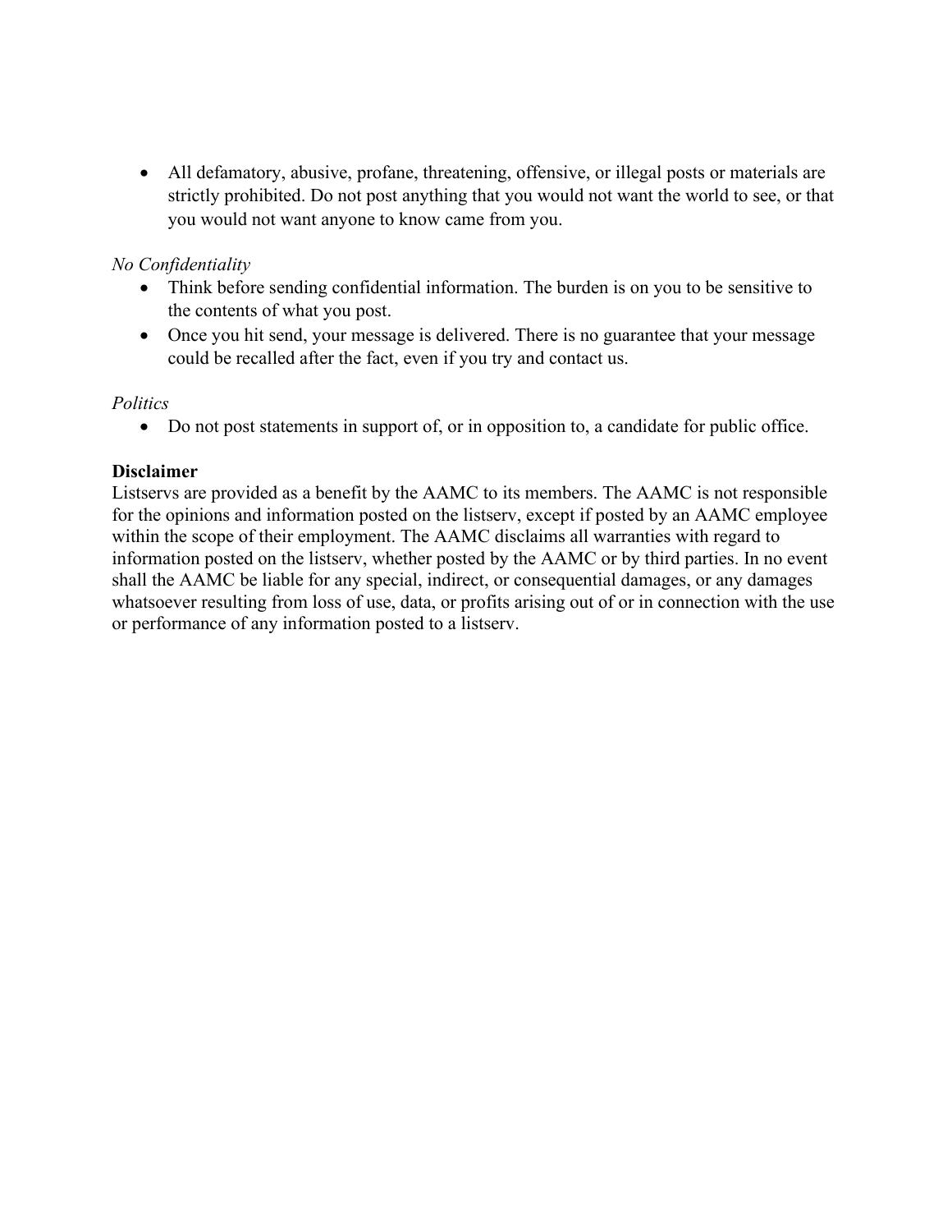- All defamatory, abusive, profane, threatening, offensive, or illegal posts or materials are strictly prohibited. Do not post anything that you would not want the world to see, or that you would not want anyone to know came from you.

*No Confidentiality*

- Think before sending confidential information. The burden is on you to be sensitive to the contents of what you post.
- Once you hit send, your message is delivered. There is no guarantee that your message could be recalled after the fact, even if you try and contact us.

*Politics*

- Do not post statements in support of, or in opposition to, a candidate for public office.

**Disclaimer**

Listservs are provided as a benefit by the AAMC to its members. The AAMC is not responsible for the opinions and information posted on the listserv, except if posted by an AAMC employee within the scope of their employment. The AAMC disclaims all warranties with regard to information posted on the listserv, whether posted by the AAMC or by third parties. In no event shall the AAMC be liable for any special, indirect, or consequential damages, or any damages whatsoever resulting from loss of use, data, or profits arising out of or in connection with the use or performance of any information posted to a listserv.